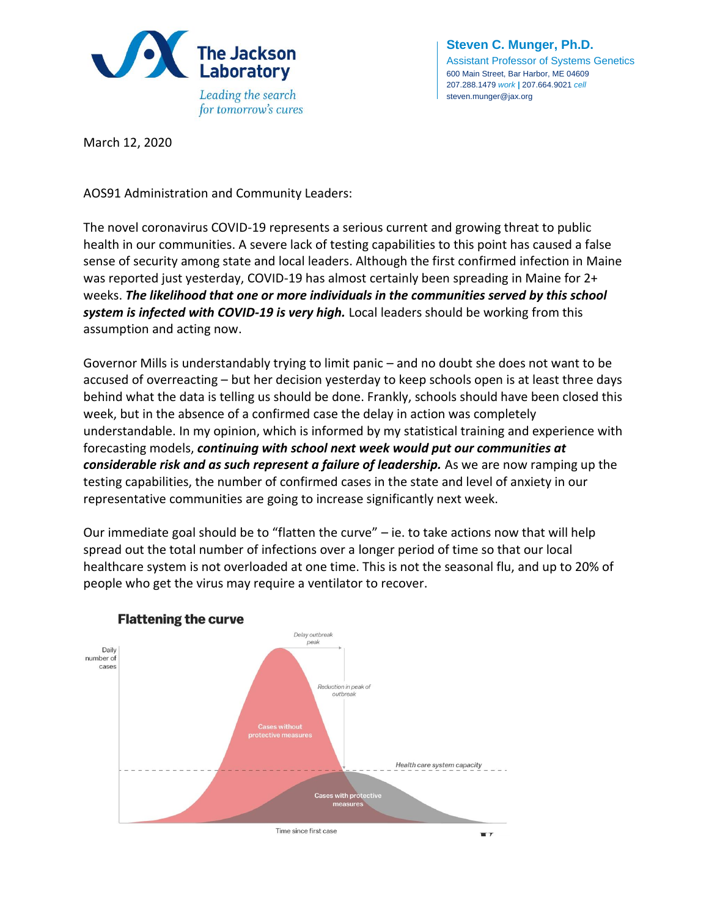**The Jackson Laboratory**
*Leading the search for tomorrow's cures*

**Steven C. Munger, Ph.D.**
Assistant Professor of Systems Genetics
600 Main Street, Bar Harbor, ME 04609
207.288.1479 *work* | 207.664.9021 *cell*
steven.munger@jax.org

March 12, 2020

AOS91 Administration and Community Leaders:

The novel coronavirus COVID-19 represents a serious current and growing threat to public health in our communities. A severe lack of testing capabilities to this point has caused a false sense of security among state and local leaders. Although the first confirmed infection in Maine was reported just yesterday, COVID-19 has almost certainly been spreading in Maine for 2+ weeks. ***The likelihood that one or more individuals in the communities served by this school system is infected with COVID-19 is very high.*** Local leaders should be working from this assumption and acting now.

Governor Mills is understandably trying to limit panic – and no doubt she does not want to be accused of overreacting – but her decision yesterday to keep schools open is at least three days behind what the data is telling us should be done. Frankly, schools should have been closed this week, but in the absence of a confirmed case the delay in action was completely understandable. In my opinion, which is informed by my statistical training and experience with forecasting models, ***continuing with school next week would put our communities at considerable risk and as such represent a failure of leadership.*** As we are now ramping up the testing capabilities, the number of confirmed cases in the state and level of anxiety in our representative communities are going to increase significantly next week.

Our immediate goal should be to "flatten the curve" – ie. to take actions now that will help spread out the total number of infections over a longer period of time so that our local healthcare system is not overloaded at one time. This is not the seasonal flu, and up to 20% of people who get the virus may require a ventilator to recover.

**Flattening the curve**

Daily number of cases

*Delay outbreak peak*

*Reduction in peak of outbreak*

Cases without protective measures

*Health care system capacity*

Cases with protective measures

Time since first case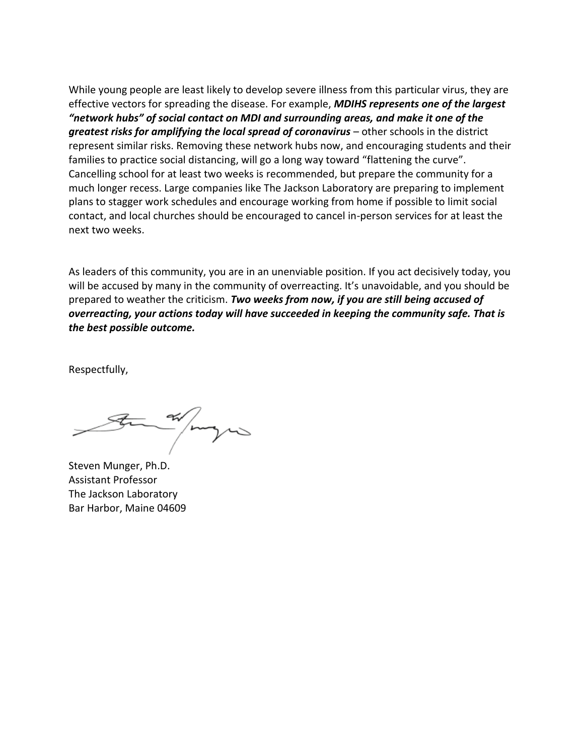While young people are least likely to develop severe illness from this particular virus, they are effective vectors for spreading the disease. For example, ***MDIHS represents one of the largest "network hubs" of social contact on MDI and surrounding areas, and make it one of the greatest risks for amplifying the local spread of coronavirus*** – other schools in the district represent similar risks. Removing these network hubs now, and encouraging students and their families to practice social distancing, will go a long way toward "flattening the curve". Cancelling school for at least two weeks is recommended, but prepare the community for a much longer recess. Large companies like The Jackson Laboratory are preparing to implement plans to stagger work schedules and encourage working from home if possible to limit social contact, and local churches should be encouraged to cancel in-person services for at least the next two weeks.

As leaders of this community, you are in an unenviable position. If you act decisively today, you will be accused by many in the community of overreacting. It's unavoidable, and you should be prepared to weather the criticism. ***Two weeks from now, if you are still being accused of overreacting, your actions today will have succeeded in keeping the community safe. That is the best possible outcome.***

Respectfully,

Steven Munger, Ph.D.
Assistant Professor
The Jackson Laboratory
Bar Harbor, Maine 04609